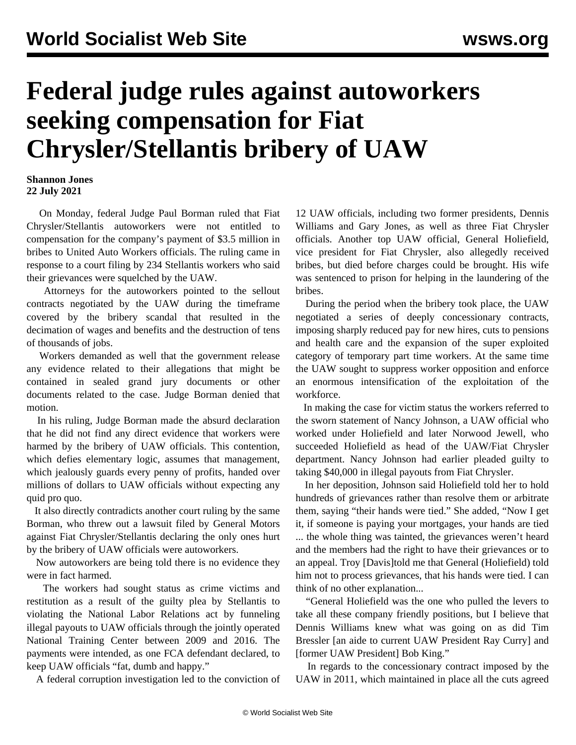# Federal judge rules against autoworkers seeking compensation for Fiat Chrysler/Stellantis bribery of UAW

**Shannon Jones**
**22 July 2021**

On Monday, federal Judge Paul Borman ruled that Fiat Chrysler/Stellantis autoworkers were not entitled to compensation for the company's payment of $3.5 million in bribes to United Auto Workers officials. The ruling came in response to a court filing by 234 Stellantis workers who said their grievances were squelched by the UAW.

Attorneys for the autoworkers pointed to the sellout contracts negotiated by the UAW during the timeframe covered by the bribery scandal that resulted in the decimation of wages and benefits and the destruction of tens of thousands of jobs.

Workers demanded as well that the government release any evidence related to their allegations that might be contained in sealed grand jury documents or other documents related to the case. Judge Borman denied that motion.

In his ruling, Judge Borman made the absurd declaration that he did not find any direct evidence that workers were harmed by the bribery of UAW officials. This contention, which defies elementary logic, assumes that management, which jealously guards every penny of profits, handed over millions of dollars to UAW officials without expecting any quid pro quo.

It also directly contradicts another court ruling by the same Borman, who threw out a lawsuit filed by General Motors against Fiat Chrysler/Stellantis declaring the only ones hurt by the bribery of UAW officials were autoworkers.

Now autoworkers are being told there is no evidence they were in fact harmed.

The workers had sought status as crime victims and restitution as a result of the guilty plea by Stellantis to violating the National Labor Relations act by funneling illegal payouts to UAW officials through the jointly operated National Training Center between 2009 and 2016. The payments were intended, as one FCA defendant declared, to keep UAW officials "fat, dumb and happy."

A federal corruption investigation led to the conviction of 12 UAW officials, including two former presidents, Dennis Williams and Gary Jones, as well as three Fiat Chrysler officials. Another top UAW official, General Holiefield, vice president for Fiat Chrysler, also allegedly received bribes, but died before charges could be brought. His wife was sentenced to prison for helping in the laundering of the bribes.

During the period when the bribery took place, the UAW negotiated a series of deeply concessionary contracts, imposing sharply reduced pay for new hires, cuts to pensions and health care and the expansion of the super exploited category of temporary part time workers. At the same time the UAW sought to suppress worker opposition and enforce an enormous intensification of the exploitation of the workforce.

In making the case for victim status the workers referred to the sworn statement of Nancy Johnson, a UAW official who worked under Holiefield and later Norwood Jewell, who succeeded Holiefield as head of the UAW/Fiat Chrysler department. Nancy Johnson had earlier pleaded guilty to taking $40,000 in illegal payouts from Fiat Chrysler.

In her deposition, Johnson said Holiefield told her to hold hundreds of grievances rather than resolve them or arbitrate them, saying "their hands were tied." She added, "Now I get it, if someone is paying your mortgages, your hands are tied ... the whole thing was tainted, the grievances weren't heard and the members had the right to have their grievances or to an appeal. Troy [Davis]told me that General (Holiefield) told him not to process grievances, that his hands were tied. I can think of no other explanation...

"General Holiefield was the one who pulled the levers to take all these company friendly positions, but I believe that Dennis Williams knew what was going on as did Tim Bressler [an aide to current UAW President Ray Curry] and [former UAW President] Bob King."

In regards to the concessionary contract imposed by the UAW in 2011, which maintained in place all the cuts agreed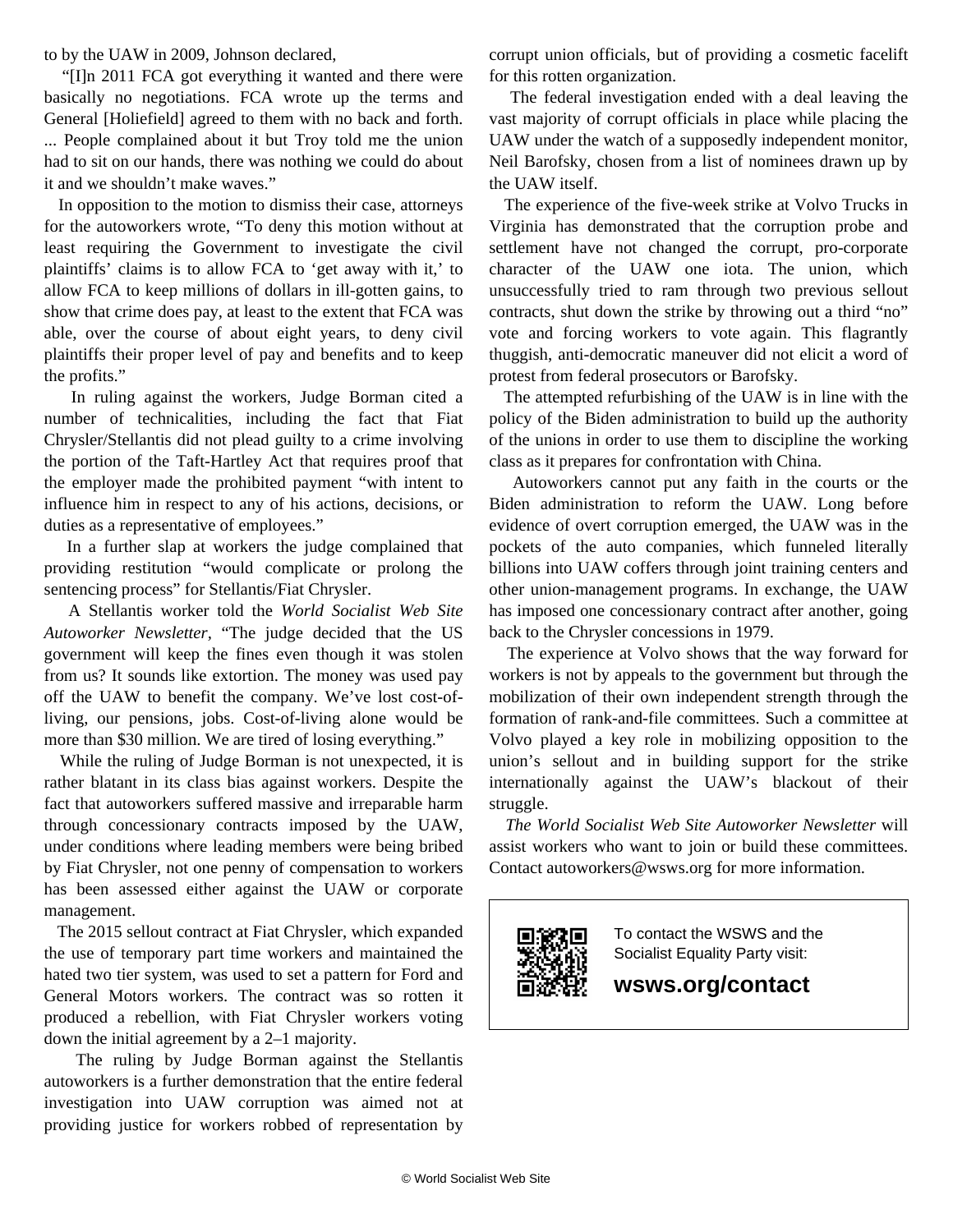to by the UAW in 2009, Johnson declared,

"[I]n 2011 FCA got everything it wanted and there were basically no negotiations. FCA wrote up the terms and General [Holiefield] agreed to them with no back and forth. ... People complained about it but Troy told me the union had to sit on our hands, there was nothing we could do about it and we shouldn't make waves."

In opposition to the motion to dismiss their case, attorneys for the autoworkers wrote, "To deny this motion without at least requiring the Government to investigate the civil plaintiffs' claims is to allow FCA to 'get away with it,' to allow FCA to keep millions of dollars in ill-gotten gains, to show that crime does pay, at least to the extent that FCA was able, over the course of about eight years, to deny civil plaintiffs their proper level of pay and benefits and to keep the profits."

In ruling against the workers, Judge Borman cited a number of technicalities, including the fact that Fiat Chrysler/Stellantis did not plead guilty to a crime involving the portion of the Taft-Hartley Act that requires proof that the employer made the prohibited payment "with intent to influence him in respect to any of his actions, decisions, or duties as a representative of employees."

In a further slap at workers the judge complained that providing restitution "would complicate or prolong the sentencing process" for Stellantis/Fiat Chrysler.

A Stellantis worker told the *World Socialist Web Site Autoworker Newsletter*, "The judge decided that the US government will keep the fines even though it was stolen from us? It sounds like extortion. The money was used pay off the UAW to benefit the company. We've lost cost-of-living, our pensions, jobs. Cost-of-living alone would be more than $30 million. We are tired of losing everything."

While the ruling of Judge Borman is not unexpected, it is rather blatant in its class bias against workers. Despite the fact that autoworkers suffered massive and irreparable harm through concessionary contracts imposed by the UAW, under conditions where leading members were being bribed by Fiat Chrysler, not one penny of compensation to workers has been assessed either against the UAW or corporate management.

The 2015 sellout contract at Fiat Chrysler, which expanded the use of temporary part time workers and maintained the hated two tier system, was used to set a pattern for Ford and General Motors workers. The contract was so rotten it produced a rebellion, with Fiat Chrysler workers voting down the initial agreement by a 2–1 majority.

The ruling by Judge Borman against the Stellantis autoworkers is a further demonstration that the entire federal investigation into UAW corruption was aimed not at providing justice for workers robbed of representation by corrupt union officials, but of providing a cosmetic facelift for this rotten organization.

The federal investigation ended with a deal leaving the vast majority of corrupt officials in place while placing the UAW under the watch of a supposedly independent monitor, Neil Barofsky, chosen from a list of nominees drawn up by the UAW itself.

The experience of the five-week strike at Volvo Trucks in Virginia has demonstrated that the corruption probe and settlement have not changed the corrupt, pro-corporate character of the UAW one iota. The union, which unsuccessfully tried to ram through two previous sellout contracts, shut down the strike by throwing out a third "no" vote and forcing workers to vote again. This flagrantly thuggish, anti-democratic maneuver did not elicit a word of protest from federal prosecutors or Barofsky.

The attempted refurbishing of the UAW is in line with the policy of the Biden administration to build up the authority of the unions in order to use them to discipline the working class as it prepares for confrontation with China.

Autoworkers cannot put any faith in the courts or the Biden administration to reform the UAW. Long before evidence of overt corruption emerged, the UAW was in the pockets of the auto companies, which funneled literally billions into UAW coffers through joint training centers and other union-management programs. In exchange, the UAW has imposed one concessionary contract after another, going back to the Chrysler concessions in 1979.

The experience at Volvo shows that the way forward for workers is not by appeals to the government but through the mobilization of their own independent strength through the formation of rank-and-file committees. Such a committee at Volvo played a key role in mobilizing opposition to the union's sellout and in building support for the strike internationally against the UAW's blackout of their struggle.

*The World Socialist Web Site Autoworker Newsletter* will assist workers who want to join or build these committees. Contact autoworkers@wsws.org for more information.

To contact the WSWS and the Socialist Equality Party visit:

**wsws.org/contact**